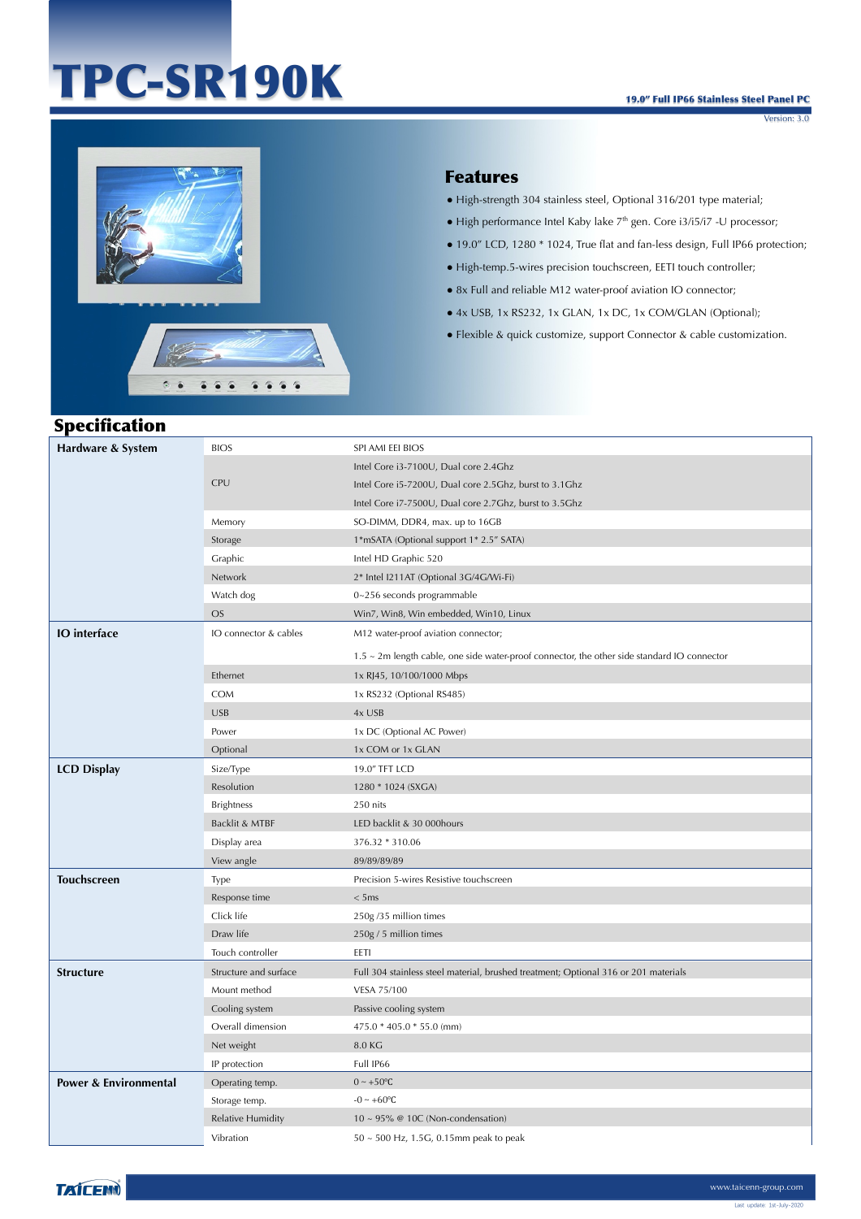# TPC-SR190K

**19.0" Full IP66 Stainless Steel Panel PC**

Version: 3.0

## Features

- High-strength 304 stainless steel, Optional 316/201 type material;
- High performance Intel Kaby lake 7th gen. Core i3/i5/i7 -U processor;
- 19.0" LCD, 1280 * 1024, True flat and fan-less design, Full IP66 protection;
- High-temp.5-wires precision touchscreen, EETI touch controller;
- 8x Full and reliable M12 water-proof aviation IO connector;
- 4x USB, 1x RS232, 1x GLAN, 1x DC, 1x COM/GLAN (Optional);
- Flexible & quick customize, support Connector & cable customization.

## Specification

| | | |
|---|---|---|
| **Hardware & System** | BIOS | SPI AMI EEI BIOS |
| | CPU | Intel Core i3-7100U, Dual core 2.4Ghz<br>Intel Core i5-7200U, Dual core 2.5Ghz, burst to 3.1Ghz<br>Intel Core i7-7500U, Dual core 2.7Ghz, burst to 3.5Ghz |
| | Memory | SO-DIMM, DDR4, max. up to 16GB |
| | Storage | 1*mSATA (Optional support 1* 2.5" SATA) |
| | Graphic | Intel HD Graphic 520 |
| | Network | 2* Intel I211AT (Optional 3G/4G/Wi-Fi) |
| | Watch dog | 0~256 seconds programmable |
| | OS | Win7, Win8, Win embedded, Win10, Linux |
| **IO interface** | IO connector & cables | M12 water-proof aviation connector;<br>1.5 ~ 2m length cable, one side water-proof connector, the other side standard IO connector |
| | Ethernet | 1x RJ45, 10/100/1000 Mbps |
| | COM | 1x RS232 (Optional RS485) |
| | USB | 4x USB |
| | Power | 1x DC (Optional AC Power) |
| | Optional | 1x COM or 1x GLAN |
| **LCD Display** | Size/Type | 19.0" TFT LCD |
| | Resolution | 1280 * 1024 (SXGA) |
| | Brightness | 250 nits |
| | Backlit & MTBF | LED backlit & 30 000hours |
| | Display area | 376.32 * 310.06 |
| | View angle | 89/89/89/89 |
| **Touchscreen** | Type | Precision 5-wires Resistive touchscreen |
| | Response time | < 5ms |
| | Click life | 250g /35 million times |
| | Draw life | 250g / 5 million times |
| | Touch controller | EETI |
| **Structure** | Structure and surface | Full 304 stainless steel material, brushed treatment; Optional 316 or 201 materials |
| | Mount method | VESA 75/100 |
| | Cooling system | Passive cooling system |
| | Overall dimension | 475.0 * 405.0 * 55.0 (mm) |
| | Net weight | 8.0 KG |
| | IP protection | Full IP66 |
| **Power & Environmental** | Operating temp. | 0 ~ +50℃ |
| | Storage temp. | -0 ~ +60℃ |
| | Relative Humidity | 10 ~ 95% @ 10C (Non-condensation) |
| | Vibration | 50 ~ 500 Hz, 1.5G, 0.15mm peak to peak |

www.taicenn-group.com

Last update: 1st-July-2020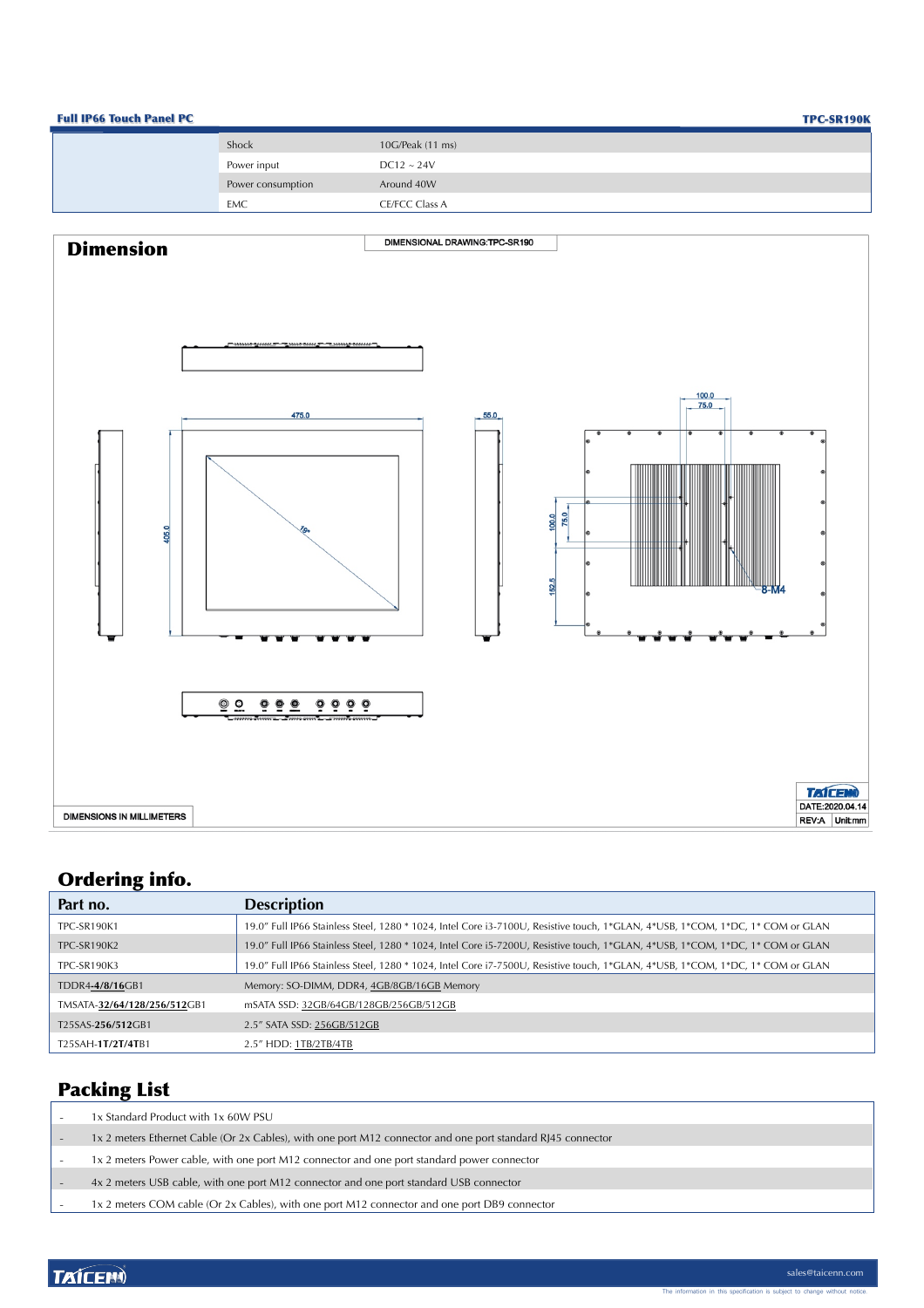| | | |
|---|---|---|
| | Shock | 10G/Peak (11 ms) |
| | Power input | DC12 ~ 24V |
| | Power consumption | Around 40W |
| | EMC | CE/FCC Class A |

## Dimension

DIMENSIONAL DRAWING:TPC-SR190

475.0

405.0

19"

55.0

100.0

75.0

100.0

75.0

152.5

8-M4

DIMENSIONS IN MILLIMETERS

TAICENN

DATE:2020.04.14

REV:A

Unit:mm

## Ordering info.

| Part no. | Description |
|---|---|
| TPC-SR190K1 | 19.0" Full IP66 Stainless Steel, 1280 * 1024, Intel Core i3-7100U, Resistive touch, 1*GLAN, 4*USB, 1*COM, 1*DC, 1* COM or GLAN |
| TPC-SR190K2 | 19.0" Full IP66 Stainless Steel, 1280 * 1024, Intel Core i5-7200U, Resistive touch, 1*GLAN, 4*USB, 1*COM, 1*DC, 1* COM or GLAN |
| TPC-SR190K3 | 19.0" Full IP66 Stainless Steel, 1280 * 1024, Intel Core i7-7500U, Resistive touch, 1*GLAN, 4*USB, 1*COM, 1*DC, 1* COM or GLAN |
| TDDR4-**4/8/16**GB1 | Memory: SO-DIMM, DDR4, 4GB/8GB/16GB Memory |
| TMSATA-**32/64/128/256/512**GB1 | mSATA SSD: 32GB/64GB/128GB/256GB/512GB |
| T25SAS-**256/512**GB1 | 2.5" SATA SSD: 256GB/512GB |
| T25SAH-**1T/2T/4T**B1 | 2.5" HDD: 1TB/2TB/4TB |

## Packing List

- 1x Standard Product with 1x 60W PSU
- 1x 2 meters Ethernet Cable (Or 2x Cables), with one port M12 connector and one port standard RJ45 connector
- 1x 2 meters Power cable, with one port M12 connector and one port standard power connector
- 4x 2 meters USB cable, with one port M12 connector and one port standard USB connector
- 1x 2 meters COM cable (Or 2x Cables), with one port M12 connector and one port DB9 connector